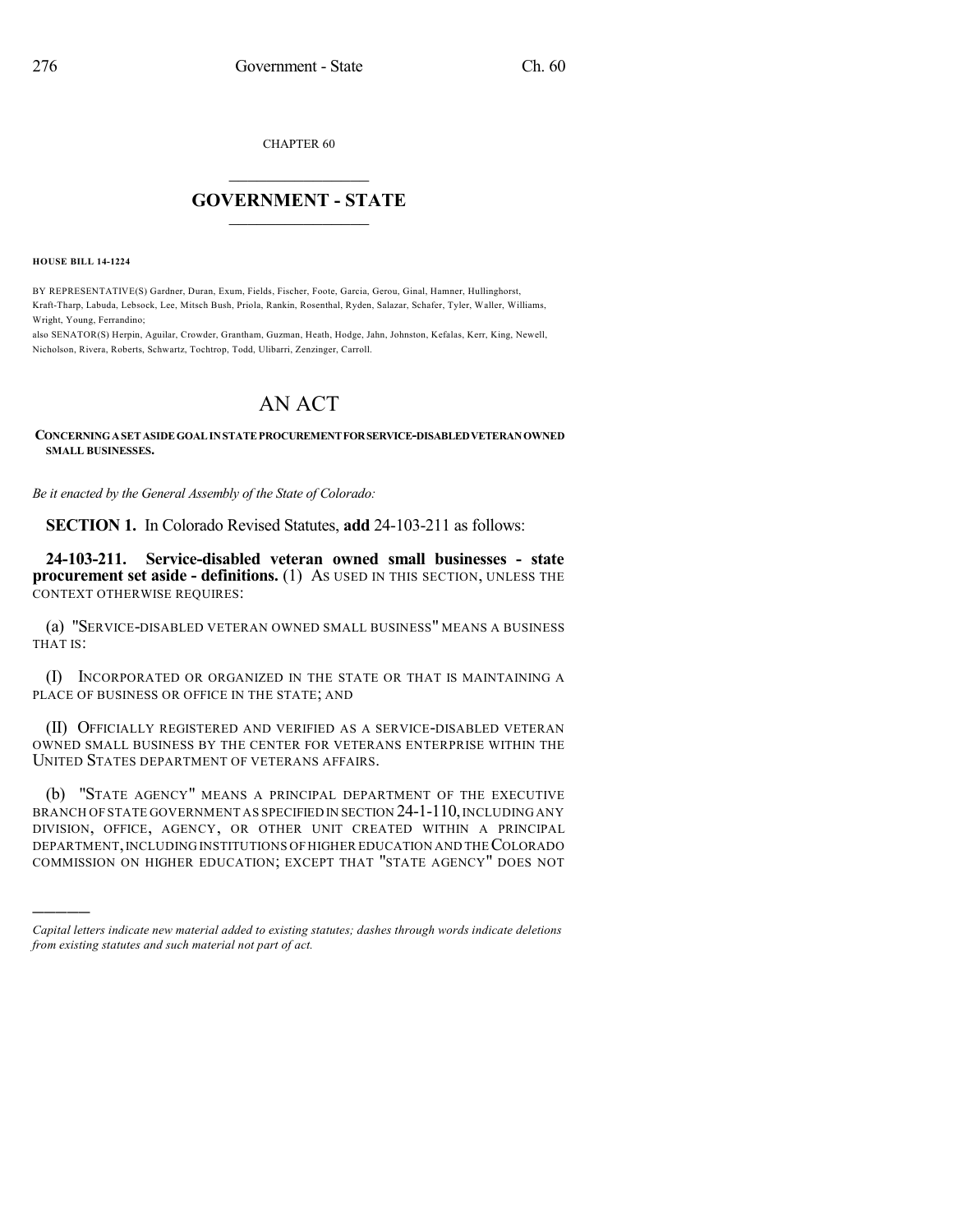CHAPTER 60

# GOVERNMENT - STATE

**HOUSE BILL 14-1224**

BY REPRESENTATIVE(S) Gardner, Duran, Exum, Fields, Fischer, Foote, Garcia, Gerou, Ginal, Hamner, Hullinghorst, Kraft-Tharp, Labuda, Lebsock, Lee, Mitsch Bush, Priola, Rankin, Rosenthal, Ryden, Salazar, Schafer, Tyler, Waller, Williams, Wright, Young, Ferrandino;
also SENATOR(S) Herpin, Aguilar, Crowder, Grantham, Guzman, Heath, Hodge, Jahn, Johnston, Kefalas, Kerr, King, Newell, Nicholson, Rivera, Roberts, Schwartz, Tochtrop, Todd, Ulibarri, Zenzinger, Carroll.

# AN ACT

**CONCERNING A SET ASIDE GOAL IN STATE PROCUREMENT FOR SERVICE-DISABLED VETERAN OWNED SMALL BUSINESSES.**

*Be it enacted by the General Assembly of the State of Colorado:*

**SECTION 1.** In Colorado Revised Statutes, **add** 24-103-211 as follows:

**24-103-211. Service-disabled veteran owned small businesses - state procurement set aside - definitions.** (1) AS USED IN THIS SECTION, UNLESS THE CONTEXT OTHERWISE REQUIRES:

(a) "SERVICE-DISABLED VETERAN OWNED SMALL BUSINESS" MEANS A BUSINESS THAT IS:

(I) INCORPORATED OR ORGANIZED IN THE STATE OR THAT IS MAINTAINING A PLACE OF BUSINESS OR OFFICE IN THE STATE; AND

(II) OFFICIALLY REGISTERED AND VERIFIED AS A SERVICE-DISABLED VETERAN OWNED SMALL BUSINESS BY THE CENTER FOR VETERANS ENTERPRISE WITHIN THE UNITED STATES DEPARTMENT OF VETERANS AFFAIRS.

(b) "STATE AGENCY" MEANS A PRINCIPAL DEPARTMENT OF THE EXECUTIVE BRANCH OF STATE GOVERNMENT AS SPECIFIED IN SECTION 24-1-110, INCLUDING ANY DIVISION, OFFICE, AGENCY, OR OTHER UNIT CREATED WITHIN A PRINCIPAL DEPARTMENT, INCLUDING INSTITUTIONS OF HIGHER EDUCATION AND THE COLORADO COMMISSION ON HIGHER EDUCATION; EXCEPT THAT "STATE AGENCY" DOES NOT

---

*Capital letters indicate new material added to existing statutes; dashes through words indicate deletions from existing statutes and such material not part of act.*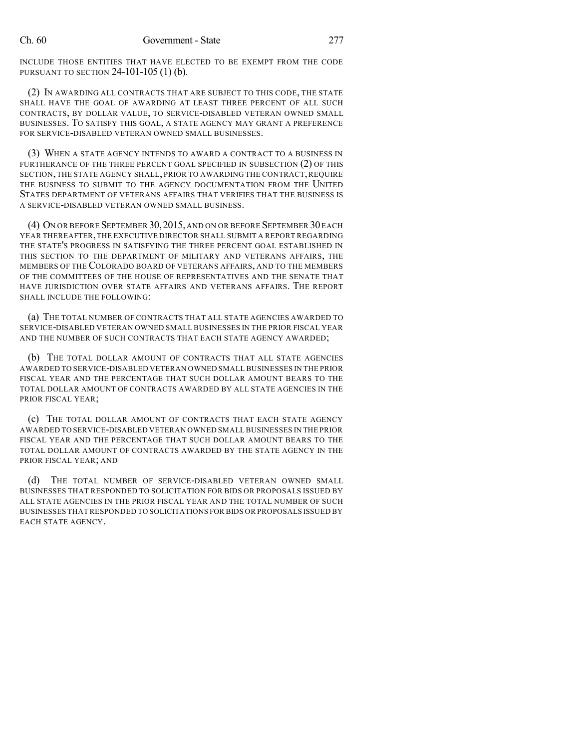INCLUDE THOSE ENTITIES THAT HAVE ELECTED TO BE EXEMPT FROM THE CODE PURSUANT TO SECTION 24-101-105 (1) (b).

(2) IN AWARDING ALL CONTRACTS THAT ARE SUBJECT TO THIS CODE, THE STATE SHALL HAVE THE GOAL OF AWARDING AT LEAST THREE PERCENT OF ALL SUCH CONTRACTS, BY DOLLAR VALUE, TO SERVICE-DISABLED VETERAN OWNED SMALL BUSINESSES. TO SATISFY THIS GOAL, A STATE AGENCY MAY GRANT A PREFERENCE FOR SERVICE-DISABLED VETERAN OWNED SMALL BUSINESSES.

(3) WHEN A STATE AGENCY INTENDS TO AWARD A CONTRACT TO A BUSINESS IN FURTHERANCE OF THE THREE PERCENT GOAL SPECIFIED IN SUBSECTION (2) OF THIS SECTION, THE STATE AGENCY SHALL, PRIOR TO AWARDING THE CONTRACT, REQUIRE THE BUSINESS TO SUBMIT TO THE AGENCY DOCUMENTATION FROM THE UNITED STATES DEPARTMENT OF VETERANS AFFAIRS THAT VERIFIES THAT THE BUSINESS IS A SERVICE-DISABLED VETERAN OWNED SMALL BUSINESS.

(4) ON OR BEFORE SEPTEMBER 30, 2015, AND ON OR BEFORE SEPTEMBER 30 EACH YEAR THEREAFTER, THE EXECUTIVE DIRECTOR SHALL SUBMIT A REPORT REGARDING THE STATE'S PROGRESS IN SATISFYING THE THREE PERCENT GOAL ESTABLISHED IN THIS SECTION TO THE DEPARTMENT OF MILITARY AND VETERANS AFFAIRS, THE MEMBERS OF THE COLORADO BOARD OF VETERANS AFFAIRS, AND TO THE MEMBERS OF THE COMMITTEES OF THE HOUSE OF REPRESENTATIVES AND THE SENATE THAT HAVE JURISDICTION OVER STATE AFFAIRS AND VETERANS AFFAIRS. THE REPORT SHALL INCLUDE THE FOLLOWING:

(a) THE TOTAL NUMBER OF CONTRACTS THAT ALL STATE AGENCIES AWARDED TO SERVICE-DISABLED VETERAN OWNED SMALL BUSINESSES IN THE PRIOR FISCAL YEAR AND THE NUMBER OF SUCH CONTRACTS THAT EACH STATE AGENCY AWARDED;

(b) THE TOTAL DOLLAR AMOUNT OF CONTRACTS THAT ALL STATE AGENCIES AWARDED TO SERVICE-DISABLED VETERAN OWNED SMALL BUSINESSES IN THE PRIOR FISCAL YEAR AND THE PERCENTAGE THAT SUCH DOLLAR AMOUNT BEARS TO THE TOTAL DOLLAR AMOUNT OF CONTRACTS AWARDED BY ALL STATE AGENCIES IN THE PRIOR FISCAL YEAR;

(c) THE TOTAL DOLLAR AMOUNT OF CONTRACTS THAT EACH STATE AGENCY AWARDED TO SERVICE-DISABLED VETERAN OWNED SMALL BUSINESSES IN THE PRIOR FISCAL YEAR AND THE PERCENTAGE THAT SUCH DOLLAR AMOUNT BEARS TO THE TOTAL DOLLAR AMOUNT OF CONTRACTS AWARDED BY THE STATE AGENCY IN THE PRIOR FISCAL YEAR; AND

(d) THE TOTAL NUMBER OF SERVICE-DISABLED VETERAN OWNED SMALL BUSINESSES THAT RESPONDED TO SOLICITATION FOR BIDS OR PROPOSALS ISSUED BY ALL STATE AGENCIES IN THE PRIOR FISCAL YEAR AND THE TOTAL NUMBER OF SUCH BUSINESSES THAT RESPONDED TO SOLICITATIONS FOR BIDS OR PROPOSALS ISSUED BY EACH STATE AGENCY.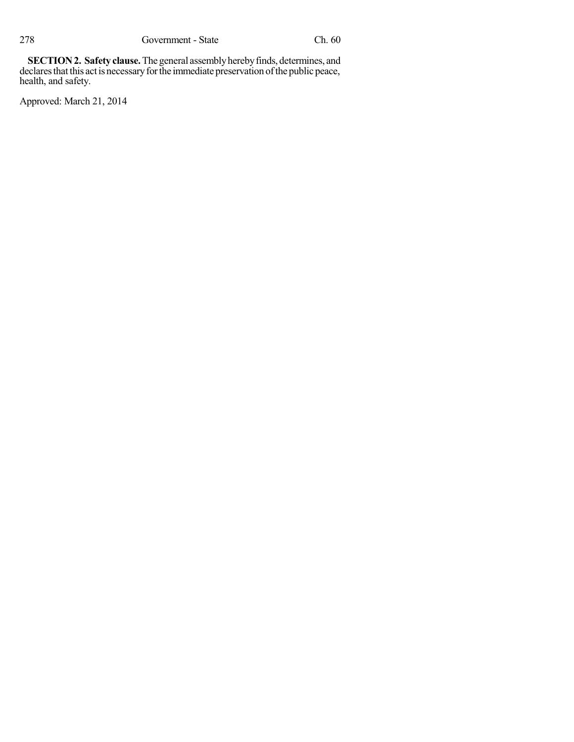**SECTION 2. Safety clause.** The general assembly hereby finds, determines, and declares that this act is necessary for the immediate preservation of the public peace, health, and safety.

Approved: March 21, 2014